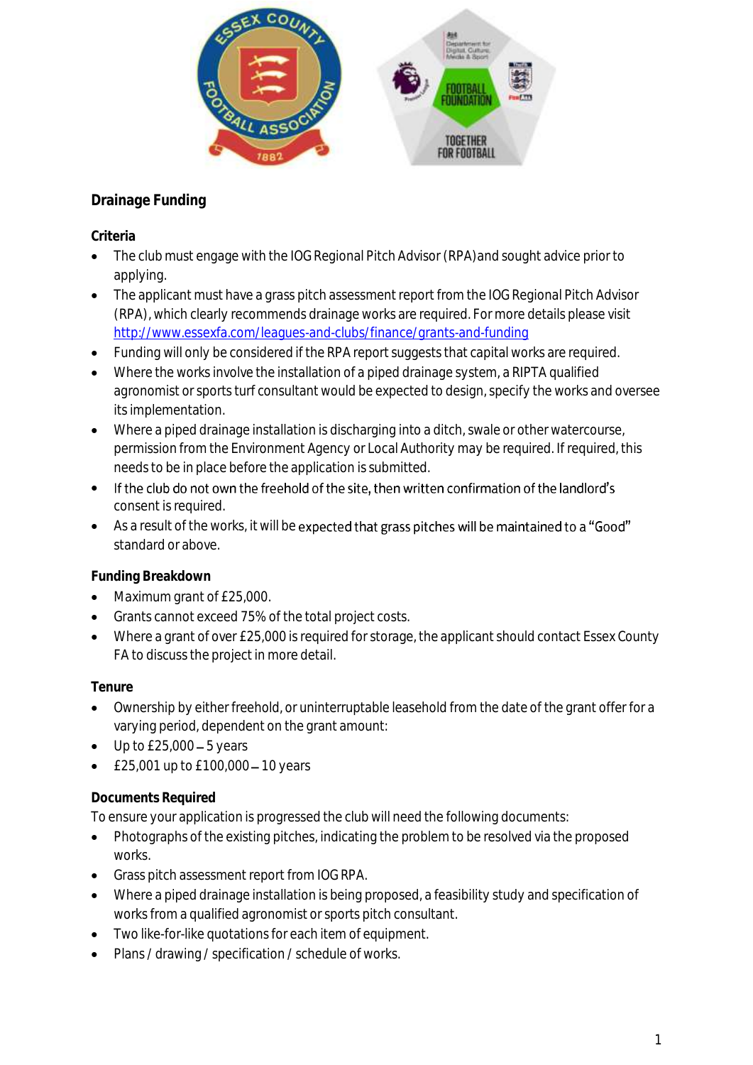## Drainage Funding

### Criteria

- The club must engage with the IOG Regional Pitch Advisor (RPA)and sought advice prior to applying.
- The applicant must have a grass pitch assessment report from the IOG Regional Pitch Advisor (RPA), which clearly recommends drainage works are required. For more details please visit http://www.essexfa.com/leagues-and-clubs/finance/grants-and-funding
- Funding will only be considered if the RPA report suggests that capital works are required.
- Where the works involve the installation of a piped drainage system, a RIPTA qualified agronomist or sports turf consultant would be expected to design, specify the works and oversee its implementation.
- Where a piped drainage installation is discharging into a ditch, swale or other watercourse, permission from the Environment Agency or Local Authority may be required. If required, this needs to be in place before the application is submitted.
- If the club do not own the freehold of the site, then written confirmation of the landlord's consent is required.
- As a result of the works, it will be expected that grass pitches will be maintained to a "Good" standard or above.

### Funding Breakdown

- Maximum grant of £25,000.
- Grants cannot exceed 75% of the total project costs.
- Where a grant of over £25,000 is required for storage, the applicant should contact Essex County FA to discuss the project in more detail.

### Tenure

- Ownership by either freehold, or uninterruptable leasehold from the date of the grant offer for a varying period, dependent on the grant amount:
- Up to £25,000 – 5 years
- £25,001 up to £100,000 – 10 years

### Documents Required

To ensure your application is progressed the club will need the following documents:

- Photographs of the existing pitches, indicating the problem to be resolved via the proposed works.
- Grass pitch assessment report from IOG RPA.
- Where a piped drainage installation is being proposed, a feasibility study and specification of works from a qualified agronomist or sports pitch consultant.
- Two like-for-like quotations for each item of equipment.
- Plans / drawing / specification / schedule of works.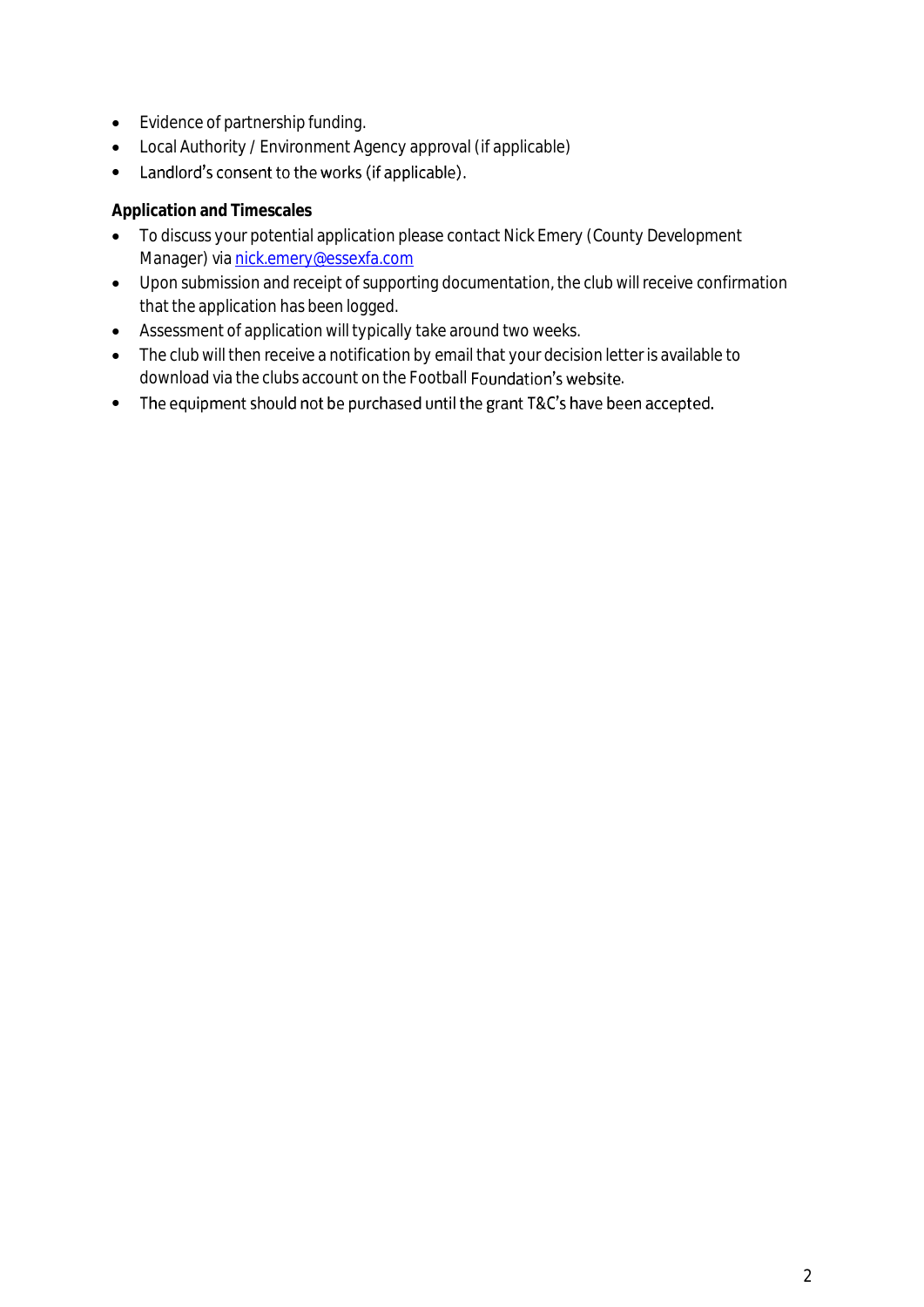- Evidence of partnership funding.
- Local Authority / Environment Agency approval (if applicable)
- Landlord's consent to the works (if applicable).

**Application and Timescales**

- To discuss your potential application please contact Nick Emery (County Development Manager) via nick.emery@essexfa.com
- Upon submission and receipt of supporting documentation, the club will receive confirmation that the application has been logged.
- Assessment of application will typically take around two weeks.
- The club will then receive a notification by email that your decision letter is available to download via the clubs account on the Football Foundation's website.
- The equipment should not be purchased until the grant T&C's have been accepted.